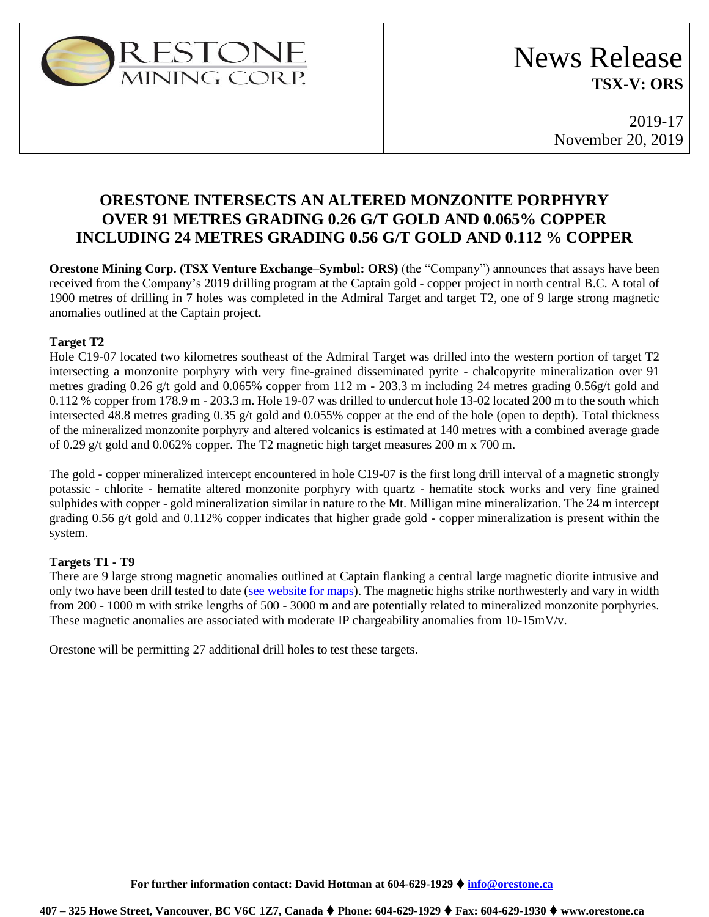# News Release

**TSX-V: ORS**

2019-17
November 20, 2019

## ORESTONE INTERSECTS AN ALTERED MONZONITE PORPHYRY OVER 91 METRES GRADING 0.26 G/T GOLD AND 0.065% COPPER INCLUDING 24 METRES GRADING 0.56 G/T GOLD AND 0.112 % COPPER

**Orestone Mining Corp. (TSX Venture Exchange–Symbol: ORS)** (the "Company") announces that assays have been received from the Company's 2019 drilling program at the Captain gold - copper project in north central B.C. A total of 1900 metres of drilling in 7 holes was completed in the Admiral Target and target T2, one of 9 large strong magnetic anomalies outlined at the Captain project.

### Target T2

Hole C19-07 located two kilometres southeast of the Admiral Target was drilled into the western portion of target T2 intersecting a monzonite porphyry with very fine-grained disseminated pyrite - chalcopyrite mineralization over 91 metres grading 0.26 g/t gold and 0.065% copper from 112 m - 203.3 m including 24 metres grading 0.56g/t gold and 0.112 % copper from 178.9 m - 203.3 m. Hole 19-07 was drilled to undercut hole 13-02 located 200 m to the south which intersected 48.8 metres grading 0.35 g/t gold and 0.055% copper at the end of the hole (open to depth). Total thickness of the mineralized monzonite porphyry and altered volcanics is estimated at 140 metres with a combined average grade of 0.29 g/t gold and 0.062% copper. The T2 magnetic high target measures 200 m x 700 m.

The gold - copper mineralized intercept encountered in hole C19-07 is the first long drill interval of a magnetic strongly potassic - chlorite - hematite altered monzonite porphyry with quartz - hematite stock works and very fine grained sulphides with copper - gold mineralization similar in nature to the Mt. Milligan mine mineralization. The 24 m intercept grading 0.56 g/t gold and 0.112% copper indicates that higher grade gold - copper mineralization is present within the system.

### Targets T1 - T9

There are 9 large strong magnetic anomalies outlined at Captain flanking a central large magnetic diorite intrusive and only two have been drill tested to date (see website for maps). The magnetic highs strike northwesterly and vary in width from 200 - 1000 m with strike lengths of 500 - 3000 m and are potentially related to mineralized monzonite porphyries. These magnetic anomalies are associated with moderate IP chargeability anomalies from 10-15mV/v.

Orestone will be permitting 27 additional drill holes to test these targets.

**For further information contact: David Hottman at 604-629-1929 ♦ info@orestone.ca**

**407 – 325 Howe Street, Vancouver, BC V6C 1Z7, Canada ♦ Phone: 604-629-1929 ♦ Fax: 604-629-1930 ♦ www.orestone.ca**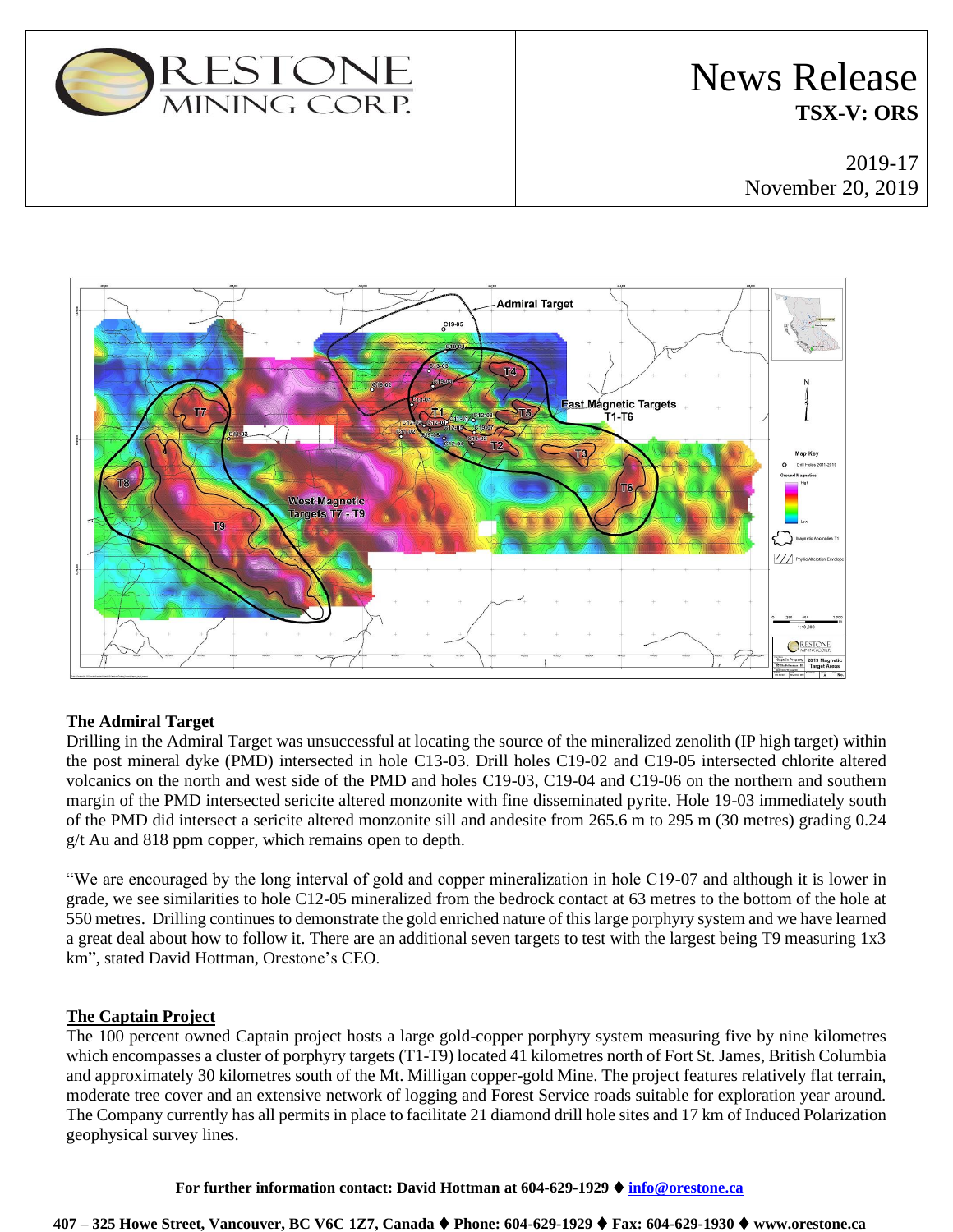# News Release

**TSX-V: ORS**

2019-17
November 20, 2019

**The Admiral Target**

Drilling in the Admiral Target was unsuccessful at locating the source of the mineralized zenolith (IP high target) within the post mineral dyke (PMD) intersected in hole C13-03. Drill holes C19-02 and C19-05 intersected chlorite altered volcanics on the north and west side of the PMD and holes C19-03, C19-04 and C19-06 on the northern and southern margin of the PMD intersected sericite altered monzonite with fine disseminated pyrite. Hole 19-03 immediately south of the PMD did intersect a sericite altered monzonite sill and andesite from 265.6 m to 295 m (30 metres) grading 0.24 g/t Au and 818 ppm copper, which remains open to depth.

"We are encouraged by the long interval of gold and copper mineralization in hole C19-07 and although it is lower in grade, we see similarities to hole C12-05 mineralized from the bedrock contact at 63 metres to the bottom of the hole at 550 metres. Drilling continues to demonstrate the gold enriched nature of this large porphyry system and we have learned a great deal about how to follow it. There are an additional seven targets to test with the largest being T9 measuring 1x3 km", stated David Hottman, Orestone's CEO.

**The Captain Project**

The 100 percent owned Captain project hosts a large gold-copper porphyry system measuring five by nine kilometres which encompasses a cluster of porphyry targets (T1-T9) located 41 kilometres north of Fort St. James, British Columbia and approximately 30 kilometres south of the Mt. Milligan copper-gold Mine. The project features relatively flat terrain, moderate tree cover and an extensive network of logging and Forest Service roads suitable for exploration year around. The Company currently has all permits in place to facilitate 21 diamond drill hole sites and 17 km of Induced Polarization geophysical survey lines.

**For further information contact: David Hottman at 604-629-1929 ♦ info@orestone.ca**

**407 – 325 Howe Street, Vancouver, BC V6C 1Z7, Canada ♦ Phone: 604-629-1929 ♦ Fax: 604-629-1930 ♦ www.orestone.ca**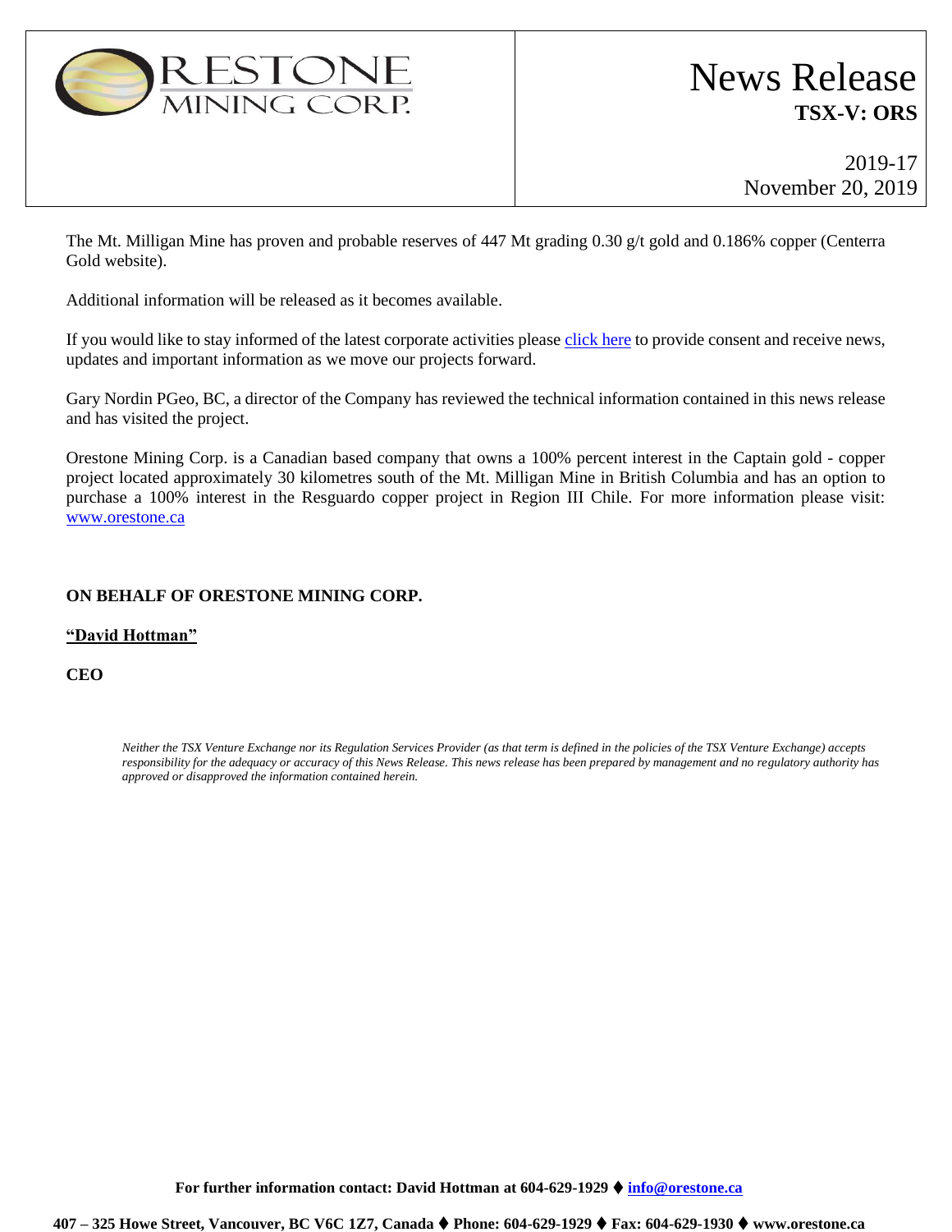The Mt. Milligan Mine has proven and probable reserves of 447 Mt grading 0.30 g/t gold and 0.186% copper (Centerra Gold website).

Additional information will be released as it becomes available.

If you would like to stay informed of the latest corporate activities please click here to provide consent and receive news, updates and important information as we move our projects forward.

Gary Nordin PGeo, BC, a director of the Company has reviewed the technical information contained in this news release and has visited the project.

Orestone Mining Corp. is a Canadian based company that owns a 100% percent interest in the Captain gold - copper project located approximately 30 kilometres south of the Mt. Milligan Mine in British Columbia and has an option to purchase a 100% interest in the Resguardo copper project in Region III Chile. For more information please visit: www.orestone.ca

**ON BEHALF OF ORESTONE MINING CORP.**

**"David Hottman"**

**CEO**

*Neither the TSX Venture Exchange nor its Regulation Services Provider (as that term is defined in the policies of the TSX Venture Exchange) accepts responsibility for the adequacy or accuracy of this News Release. This news release has been prepared by management and no regulatory authority has approved or disapproved the information contained herein.*

**For further information contact: David Hottman at 604-629-1929 ♦ info@orestone.ca**

**407 – 325 Howe Street, Vancouver, BC V6C 1Z7, Canada ♦ Phone: 604-629-1929 ♦ Fax: 604-629-1930 ♦ www.orestone.ca**